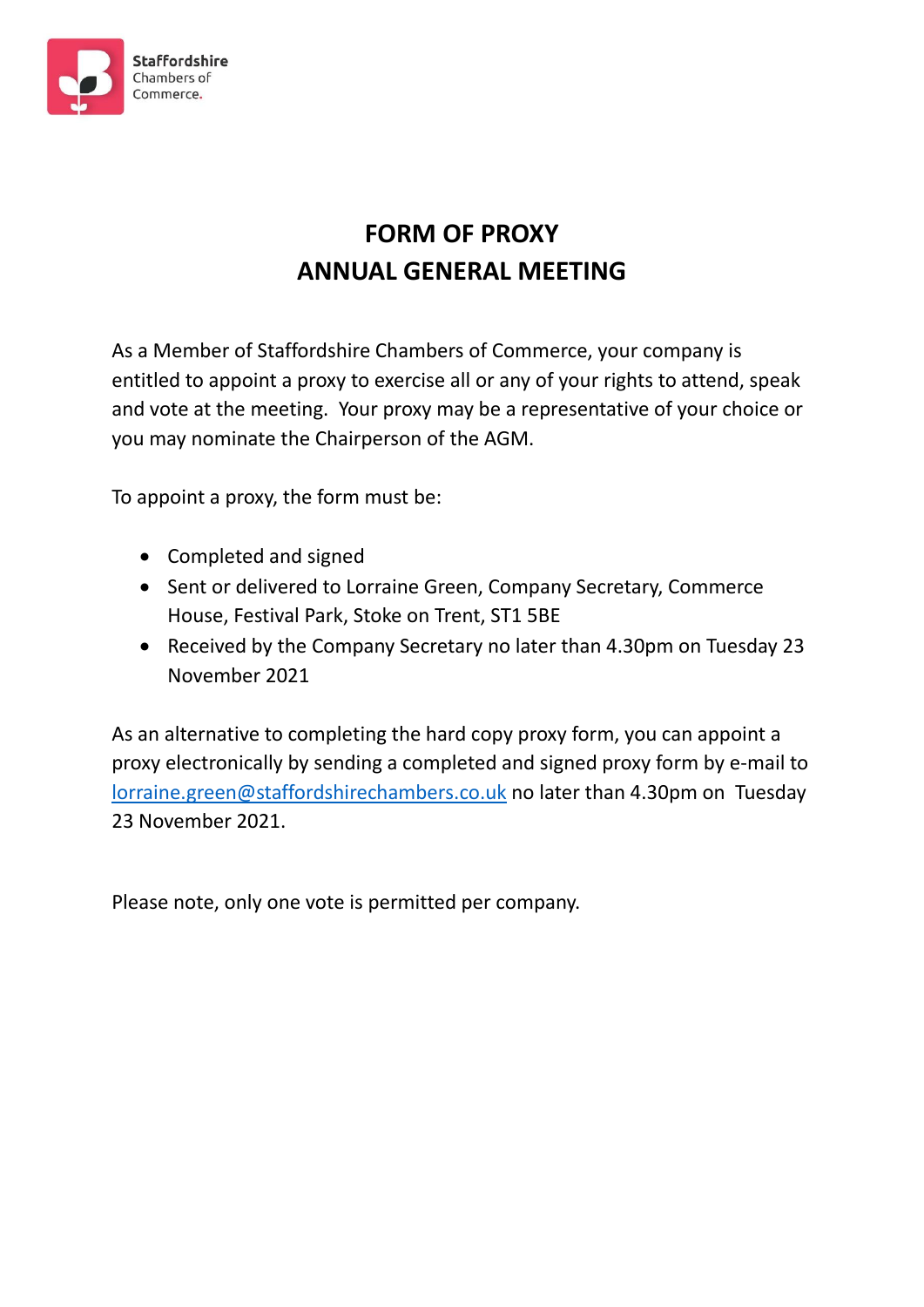Staffordshire Chambers of Commerce.

# FORM OF PROXY
# ANNUAL GENERAL MEETING

As a Member of Staffordshire Chambers of Commerce, your company is entitled to appoint a proxy to exercise all or any of your rights to attend, speak and vote at the meeting. Your proxy may be a representative of your choice or you may nominate the Chairperson of the AGM.

To appoint a proxy, the form must be:

- Completed and signed
- Sent or delivered to Lorraine Green, Company Secretary, Commerce House, Festival Park, Stoke on Trent, ST1 5BE
- Received by the Company Secretary no later than 4.30pm on Tuesday 23 November 2021

As an alternative to completing the hard copy proxy form, you can appoint a proxy electronically by sending a completed and signed proxy form by e-mail to lorraine.green@staffordshirechambers.co.uk no later than 4.30pm on Tuesday 23 November 2021.

Please note, only one vote is permitted per company.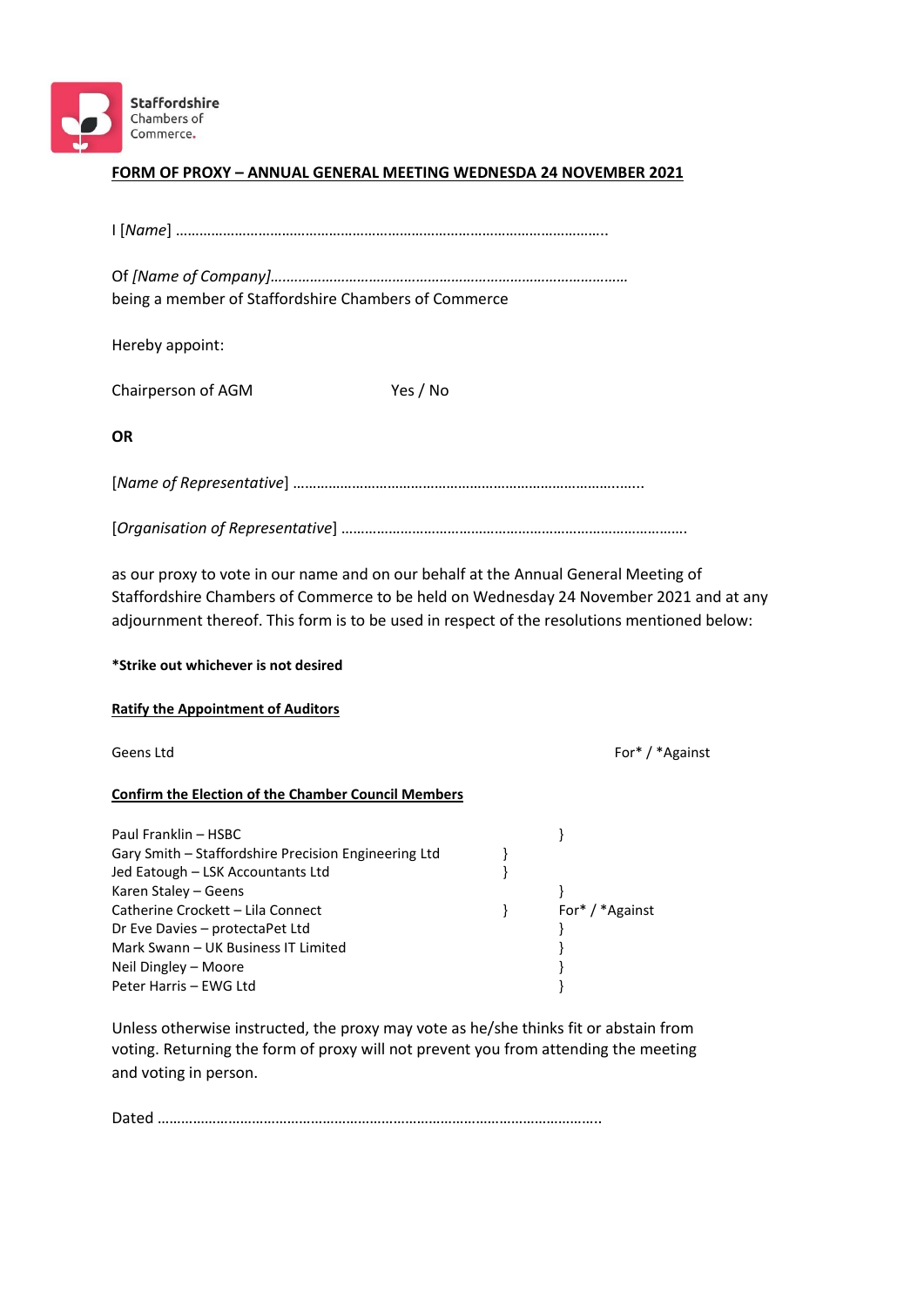Staffordshire Chambers of Commerce.

**FORM OF PROXY – ANNUAL GENERAL MEETING WEDNESDA 24 NOVEMBER 2021**

I [*Name*] …………………………………………………………………………………………………..

Of *[Name of Company]………………………………………………………………………………*
being a member of Staffordshire Chambers of Commerce

Hereby appoint:

Chairperson of AGM Yes / No

**OR**

[*Name of Representative*] ……………………………………………………………………………..…..

[*Organisation of Representative*] …………………………………………………………………………….

as our proxy to vote in our name and on our behalf at the Annual General Meeting of Staffordshire Chambers of Commerce to be held on Wednesday 24 November 2021 and at any adjournment thereof. This form is to be used in respect of the resolutions mentioned below:

***Strike out whichever is not desired**

**Ratify the Appointment of Auditors**

Geens Ltd For* / *Against

**Confirm the Election of the Chamber Council Members**

Paul Franklin – HSBC
Gary Smith – Staffordshire Precision Engineering Ltd
Jed Eatough – LSK Accountants Ltd
Karen Staley – Geens
Catherine Crockett – Lila Connect
Dr Eve Davies – protectaPet Ltd
Mark Swann – UK Business IT Limited
Neil Dingley – Moore
Peter Harris – EWG Ltd

} For* / *Against

Unless otherwise instructed, the proxy may vote as he/she thinks fit or abstain from voting. Returning the form of proxy will not prevent you from attending the meeting and voting in person.

Dated ……………………………………………………………………………………………………..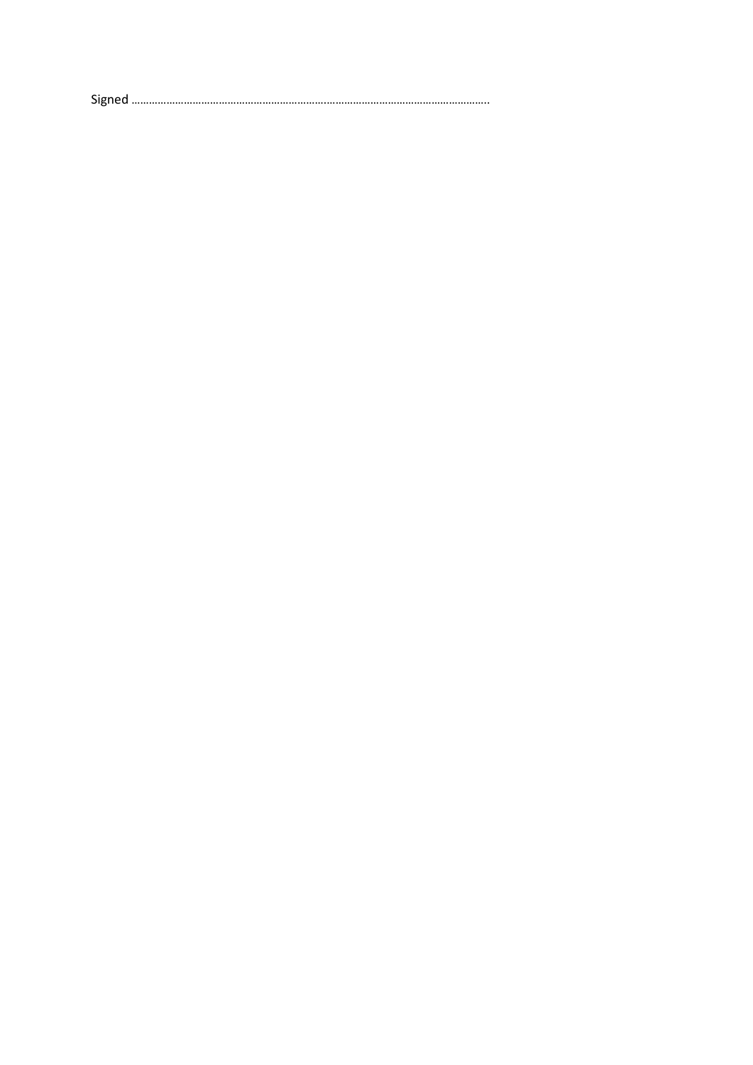Signed …………………………………………………………………………………………………………..